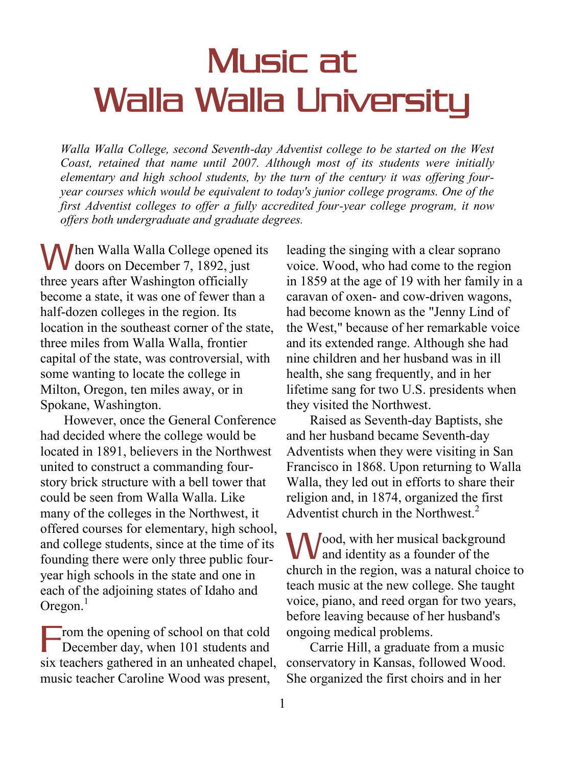# Music at Walla Walla University

*Walla Walla College, second Seventh-day Adventist college to be started on the West Coast, retained that name until 2007. Although most of its students were initially elementary and high school students, by the turn of the century it was offering four-year courses which would be equivalent to today's junior college programs. One of the first Adventist colleges to offer a fully accredited four-year college program, it now offers both undergraduate and graduate degrees.*

When Walla Walla College opened its doors on December 7, 1892, just three years after Washington officially become a state, it was one of fewer than a half-dozen colleges in the region. Its location in the southeast corner of the state, three miles from Walla Walla, frontier capital of the state, was controversial, with some wanting to locate the college in Milton, Oregon, ten miles away, or in Spokane, Washington.

However, once the General Conference had decided where the college would be located in 1891, believers in the Northwest united to construct a commanding four-story brick structure with a bell tower that could be seen from Walla Walla. Like many of the colleges in the Northwest, it offered courses for elementary, high school, and college students, since at the time of its founding there were only three public four-year high schools in the state and one in each of the adjoining states of Idaho and Oregon.[1]

From the opening of school on that cold December day, when 101 students and six teachers gathered in an unheated chapel, music teacher Caroline Wood was present, leading the singing with a clear soprano voice. Wood, who had come to the region in 1859 at the age of 19 with her family in a caravan of oxen- and cow-driven wagons, had become known as the "Jenny Lind of the West," because of her remarkable voice and its extended range. Although she had nine children and her husband was in ill health, she sang frequently, and in her lifetime sang for two U.S. presidents when they visited the Northwest.

Raised as Seventh-day Baptists, she and her husband became Seventh-day Adventists when they were visiting in San Francisco in 1868. Upon returning to Walla Walla, they led out in efforts to share their religion and, in 1874, organized the first Adventist church in the Northwest.[2]

Wood, with her musical background and identity as a founder of the church in the region, was a natural choice to teach music at the new college. She taught voice, piano, and reed organ for two years, before leaving because of her husband's ongoing medical problems.

Carrie Hill, a graduate from a music conservatory in Kansas, followed Wood. She organized the first choirs and in her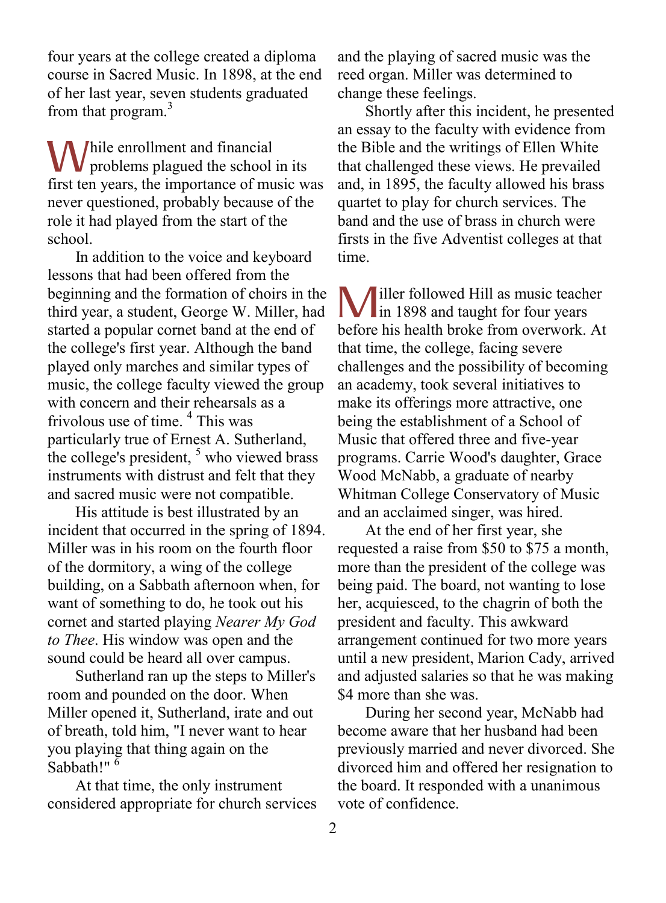four years at the college created a diploma course in Sacred Music. In 1898, at the end of her last year, seven students graduated from that program.[3]

While enrollment and financial problems plagued the school in its first ten years, the importance of music was never questioned, probably because of the role it had played from the start of the school.

In addition to the voice and keyboard lessons that had been offered from the beginning and the formation of choirs in the third year, a student, George W. Miller, had started a popular cornet band at the end of the college's first year. Although the band played only marches and similar types of music, the college faculty viewed the group with concern and their rehearsals as a frivolous use of time. [4] This was particularly true of Ernest A. Sutherland, the college's president, [5] who viewed brass instruments with distrust and felt that they and sacred music were not compatible.

His attitude is best illustrated by an incident that occurred in the spring of 1894. Miller was in his room on the fourth floor of the dormitory, a wing of the college building, on a Sabbath afternoon when, for want of something to do, he took out his cornet and started playing *Nearer My God to Thee*. His window was open and the sound could be heard all over campus.

Sutherland ran up the steps to Miller's room and pounded on the door. When Miller opened it, Sutherland, irate and out of breath, told him, "I never want to hear you playing that thing again on the Sabbath!" [6]

At that time, the only instrument considered appropriate for church services and the playing of sacred music was the reed organ. Miller was determined to change these feelings.

Shortly after this incident, he presented an essay to the faculty with evidence from the Bible and the writings of Ellen White that challenged these views. He prevailed and, in 1895, the faculty allowed his brass quartet to play for church services. The band and the use of brass in church were firsts in the five Adventist colleges at that time.

Miller followed Hill as music teacher in 1898 and taught for four years before his health broke from overwork. At that time, the college, facing severe challenges and the possibility of becoming an academy, took several initiatives to make its offerings more attractive, one being the establishment of a School of Music that offered three and five-year programs. Carrie Wood's daughter, Grace Wood McNabb, a graduate of nearby Whitman College Conservatory of Music and an acclaimed singer, was hired.

At the end of her first year, she requested a raise from $50 to $75 a month, more than the president of the college was being paid. The board, not wanting to lose her, acquiesced, to the chagrin of both the president and faculty. This awkward arrangement continued for two more years until a new president, Marion Cady, arrived and adjusted salaries so that he was making $4 more than she was.

During her second year, McNabb had become aware that her husband had been previously married and never divorced. She divorced him and offered her resignation to the board. It responded with a unanimous vote of confidence.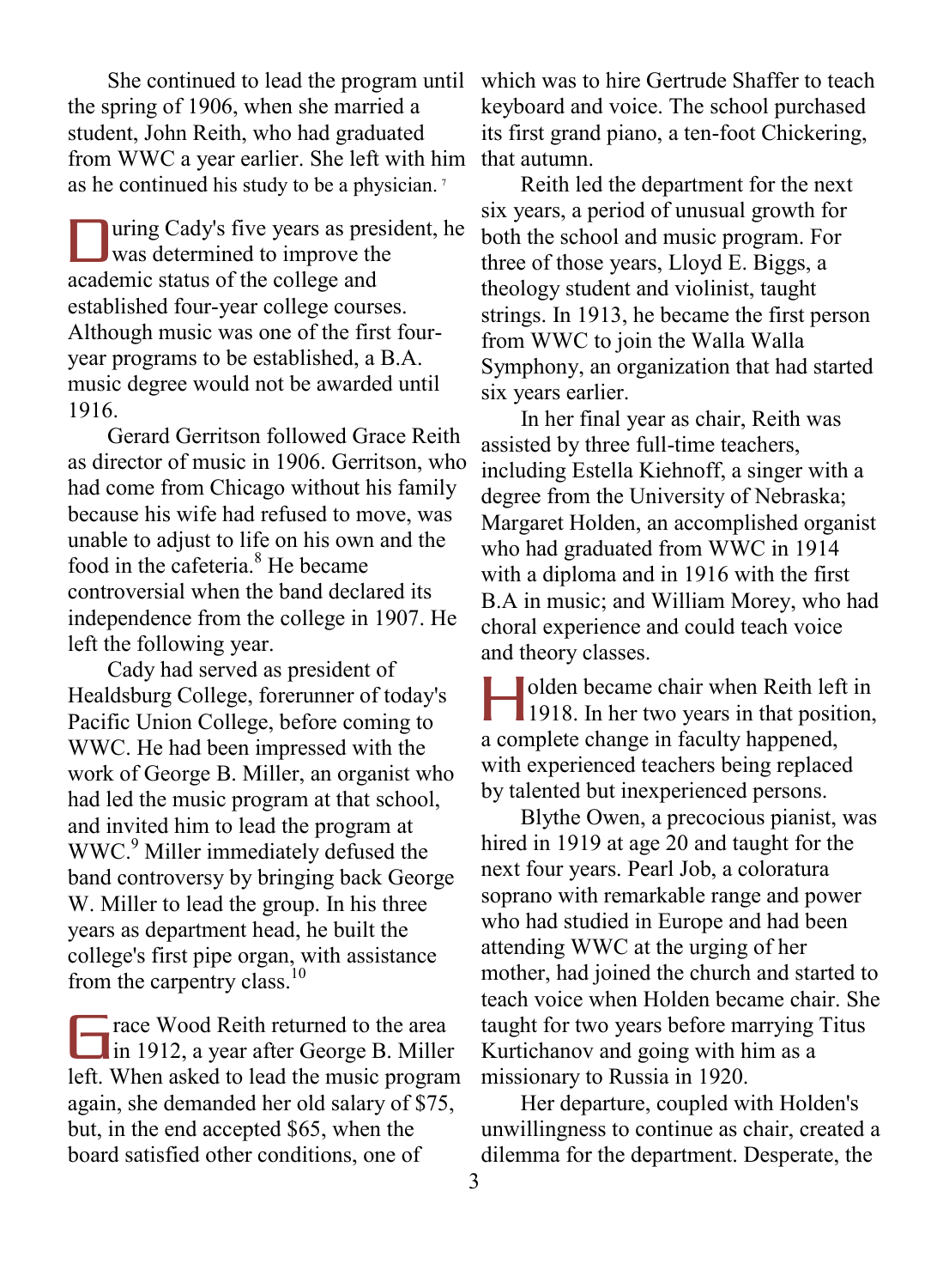She continued to lead the program until the spring of 1906, when she married a student, John Reith, who had graduated from WWC a year earlier. She left with him as he continued his study to be a physician.[7]

During Cady's five years as president, he was determined to improve the academic status of the college and established four-year college courses. Although music was one of the first four-year programs to be established, a B.A. music degree would not be awarded until 1916.

Gerard Gerritson followed Grace Reith as director of music in 1906. Gerritson, who had come from Chicago without his family because his wife had refused to move, was unable to adjust to life on his own and the food in the cafeteria.[8] He became controversial when the band declared its independence from the college in 1907. He left the following year.

Cady had served as president of Healdsburg College, forerunner of today's Pacific Union College, before coming to WWC. He had been impressed with the work of George B. Miller, an organist who had led the music program at that school, and invited him to lead the program at WWC.[9] Miller immediately defused the band controversy by bringing back George W. Miller to lead the group. In his three years as department head, he built the college's first pipe organ, with assistance from the carpentry class.[10]

Grace Wood Reith returned to the area in 1912, a year after George B. Miller left. When asked to lead the music program again, she demanded her old salary of $75, but, in the end accepted $65, when the board satisfied other conditions, one of which was to hire Gertrude Shaffer to teach keyboard and voice. The school purchased its first grand piano, a ten-foot Chickering, that autumn.

Reith led the department for the next six years, a period of unusual growth for both the school and music program. For three of those years, Lloyd E. Biggs, a theology student and violinist, taught strings. In 1913, he became the first person from WWC to join the Walla Walla Symphony, an organization that had started six years earlier.

In her final year as chair, Reith was assisted by three full-time teachers, including Estella Kiehnoff, a singer with a degree from the University of Nebraska; Margaret Holden, an accomplished organist who had graduated from WWC in 1914 with a diploma and in 1916 with the first B.A in music; and William Morey, who had choral experience and could teach voice and theory classes.

Holden became chair when Reith left in 1918. In her two years in that position, a complete change in faculty happened, with experienced teachers being replaced by talented but inexperienced persons.

Blythe Owen, a precocious pianist, was hired in 1919 at age 20 and taught for the next four years. Pearl Job, a coloratura soprano with remarkable range and power who had studied in Europe and had been attending WWC at the urging of her mother, had joined the church and started to teach voice when Holden became chair. She taught for two years before marrying Titus Kurtichanov and going with him as a missionary to Russia in 1920.

Her departure, coupled with Holden's unwillingness to continue as chair, created a dilemma for the department. Desperate, the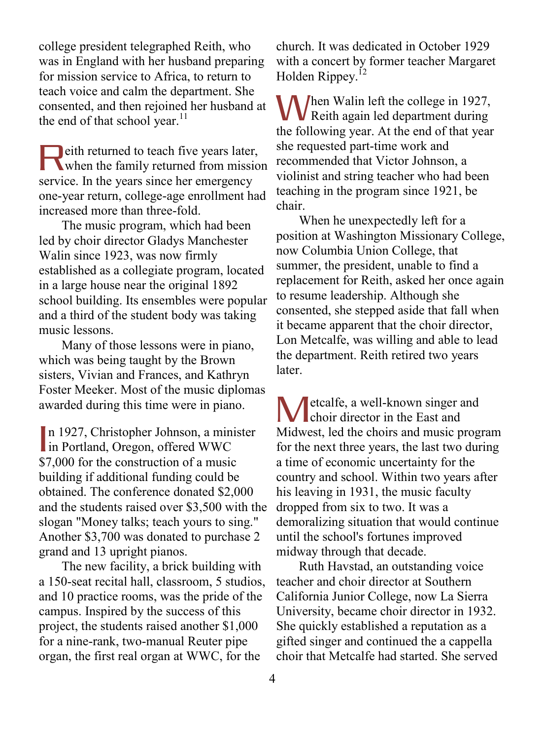college president telegraphed Reith, who was in England with her husband preparing for mission service to Africa, to return to teach voice and calm the department. She consented, and then rejoined her husband at the end of that school year.[11]

Reith returned to teach five years later, when the family returned from mission service. In the years since her emergency one-year return, college-age enrollment had increased more than three-fold.

The music program, which had been led by choir director Gladys Manchester Walin since 1923, was now firmly established as a collegiate program, located in a large house near the original 1892 school building. Its ensembles were popular and a third of the student body was taking music lessons.

Many of those lessons were in piano, which was being taught by the Brown sisters, Vivian and Frances, and Kathryn Foster Meeker. Most of the music diplomas awarded during this time were in piano.

In 1927, Christopher Johnson, a minister in Portland, Oregon, offered WWC $7,000 for the construction of a music building if additional funding could be obtained. The conference donated $2,000 and the students raised over $3,500 with the slogan "Money talks; teach yours to sing." Another $3,700 was donated to purchase 2 grand and 13 upright pianos.

The new facility, a brick building with a 150-seat recital hall, classroom, 5 studios, and 10 practice rooms, was the pride of the campus. Inspired by the success of this project, the students raised another $1,000 for a nine-rank, two-manual Reuter pipe organ, the first real organ at WWC, for the church. It was dedicated in October 1929 with a concert by former teacher Margaret Holden Rippey.[12]

When Walin left the college in 1927, Reith again led department during the following year. At the end of that year she requested part-time work and recommended that Victor Johnson, a violinist and string teacher who had been teaching in the program since 1921, be chair.

When he unexpectedly left for a position at Washington Missionary College, now Columbia Union College, that summer, the president, unable to find a replacement for Reith, asked her once again to resume leadership. Although she consented, she stepped aside that fall when it became apparent that the choir director, Lon Metcalfe, was willing and able to lead the department. Reith retired two years later.

Metcalfe, a well-known singer and choir director in the East and Midwest, led the choirs and music program for the next three years, the last two during a time of economic uncertainty for the country and school. Within two years after his leaving in 1931, the music faculty dropped from six to two. It was a demoralizing situation that would continue until the school's fortunes improved midway through that decade.

Ruth Havstad, an outstanding voice teacher and choir director at Southern California Junior College, now La Sierra University, became choir director in 1932. She quickly established a reputation as a gifted singer and continued the a cappella choir that Metcalfe had started. She served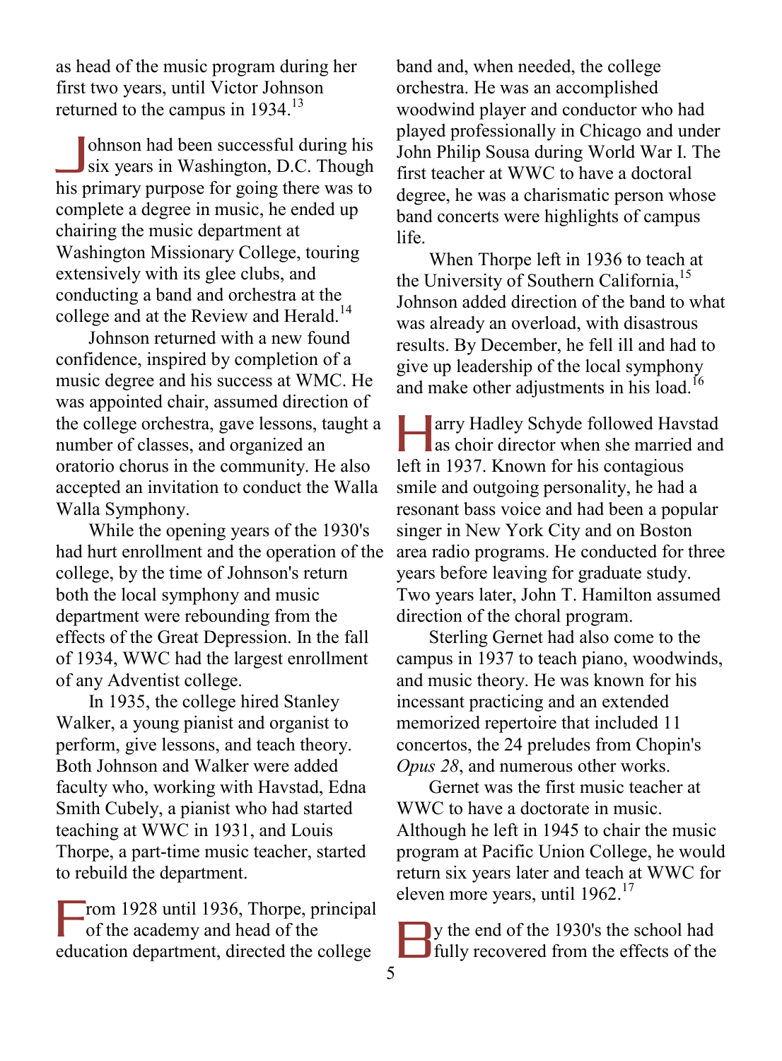as head of the music program during her first two years, until Victor Johnson returned to the campus in 1934.[13]

Johnson had been successful during his six years in Washington, D.C. Though his primary purpose for going there was to complete a degree in music, he ended up chairing the music department at Washington Missionary College, touring extensively with its glee clubs, and conducting a band and orchestra at the college and at the Review and Herald.[14]

Johnson returned with a new found confidence, inspired by completion of a music degree and his success at WMC. He was appointed chair, assumed direction of the college orchestra, gave lessons, taught a number of classes, and organized an oratorio chorus in the community. He also accepted an invitation to conduct the Walla Walla Symphony.

While the opening years of the 1930's had hurt enrollment and the operation of the college, by the time of Johnson's return both the local symphony and music department were rebounding from the effects of the Great Depression. In the fall of 1934, WWC had the largest enrollment of any Adventist college.

In 1935, the college hired Stanley Walker, a young pianist and organist to perform, give lessons, and teach theory. Both Johnson and Walker were added faculty who, working with Havstad, Edna Smith Cubely, a pianist who had started teaching at WWC in 1931, and Louis Thorpe, a part-time music teacher, started to rebuild the department.

From 1928 until 1936, Thorpe, principal of the academy and head of the education department, directed the college band and, when needed, the college orchestra. He was an accomplished woodwind player and conductor who had played professionally in Chicago and under John Philip Sousa during World War I. The first teacher at WWC to have a doctoral degree, he was a charismatic person whose band concerts were highlights of campus life.

When Thorpe left in 1936 to teach at the University of Southern California,[15] Johnson added direction of the band to what was already an overload, with disastrous results. By December, he fell ill and had to give up leadership of the local symphony and make other adjustments in his load.[16]

Harry Hadley Schyde followed Havstad as choir director when she married and left in 1937. Known for his contagious smile and outgoing personality, he had a resonant bass voice and had been a popular singer in New York City and on Boston area radio programs. He conducted for three years before leaving for graduate study. Two years later, John T. Hamilton assumed direction of the choral program.

Sterling Gernet had also come to the campus in 1937 to teach piano, woodwinds, and music theory. He was known for his incessant practicing and an extended memorized repertoire that included 11 concertos, the 24 preludes from Chopin's *Opus 28*, and numerous other works.

Gernet was the first music teacher at WWC to have a doctorate in music. Although he left in 1945 to chair the music program at Pacific Union College, he would return six years later and teach at WWC for eleven more years, until 1962.[17]

By the end of the 1930's the school had fully recovered from the effects of the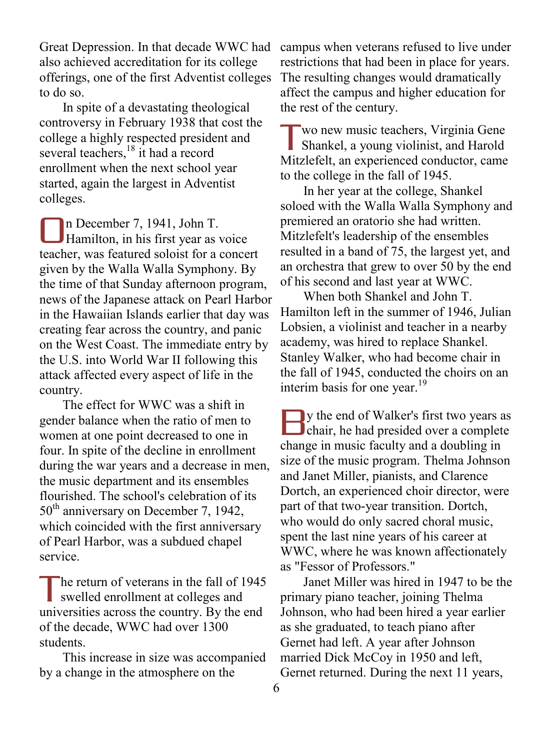Great Depression. In that decade WWC had also achieved accreditation for its college offerings, one of the first Adventist colleges to do so.

In spite of a devastating theological controversy in February 1938 that cost the college a highly respected president and several teachers,[18] it had a record enrollment when the next school year started, again the largest in Adventist colleges.

On December 7, 1941, John T. Hamilton, in his first year as voice teacher, was featured soloist for a concert given by the Walla Walla Symphony. By the time of that Sunday afternoon program, news of the Japanese attack on Pearl Harbor in the Hawaiian Islands earlier that day was creating fear across the country, and panic on the West Coast. The immediate entry by the U.S. into World War II following this attack affected every aspect of life in the country.

The effect for WWC was a shift in gender balance when the ratio of men to women at one point decreased to one in four. In spite of the decline in enrollment during the war years and a decrease in men, the music department and its ensembles flourished. The school's celebration of its 50th anniversary on December 7, 1942, which coincided with the first anniversary of Pearl Harbor, was a subdued chapel service.

The return of veterans in the fall of 1945 swelled enrollment at colleges and universities across the country. By the end of the decade, WWC had over 1300 students.

This increase in size was accompanied by a change in the atmosphere on the campus when veterans refused to live under restrictions that had been in place for years. The resulting changes would dramatically affect the campus and higher education for the rest of the century.

Two new music teachers, Virginia Gene Shankel, a young violinist, and Harold Mitzlefelt, an experienced conductor, came to the college in the fall of 1945.

In her year at the college, Shankel soloed with the Walla Walla Symphony and premiered an oratorio she had written. Mitzlefelt's leadership of the ensembles resulted in a band of 75, the largest yet, and an orchestra that grew to over 50 by the end of his second and last year at WWC.

When both Shankel and John T. Hamilton left in the summer of 1946, Julian Lobsien, a violinist and teacher in a nearby academy, was hired to replace Shankel. Stanley Walker, who had become chair in the fall of 1945, conducted the choirs on an interim basis for one year.[19]

By the end of Walker's first two years as chair, he had presided over a complete change in music faculty and a doubling in size of the music program. Thelma Johnson and Janet Miller, pianists, and Clarence Dortch, an experienced choir director, were part of that two-year transition. Dortch, who would do only sacred choral music, spent the last nine years of his career at WWC, where he was known affectionately as "Fessor of Professors."

Janet Miller was hired in 1947 to be the primary piano teacher, joining Thelma Johnson, who had been hired a year earlier as she graduated, to teach piano after Gernet had left. A year after Johnson married Dick McCoy in 1950 and left, Gernet returned. During the next 11 years,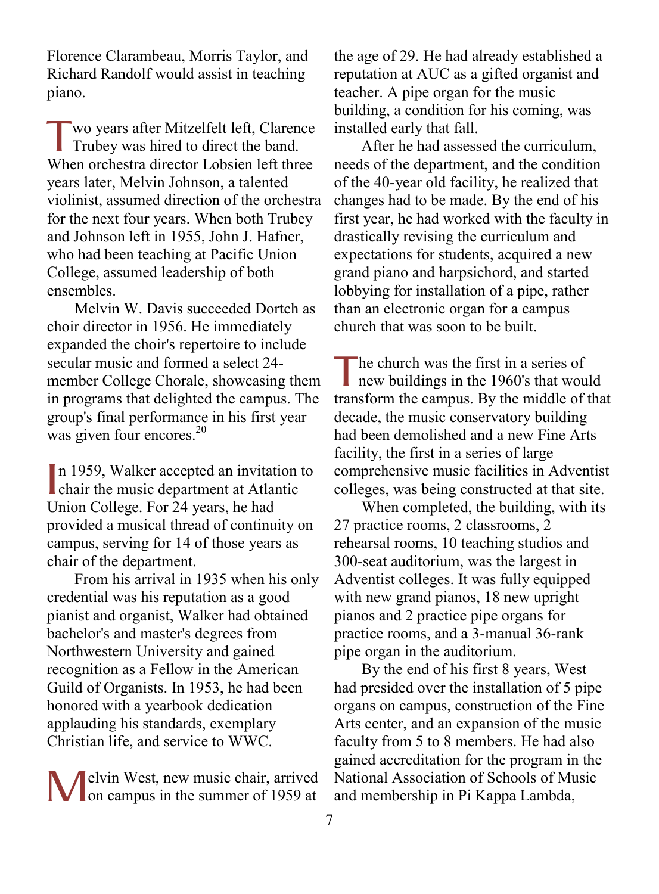Florence Clarambeau, Morris Taylor, and Richard Randolf would assist in teaching piano.

Two years after Mitzelfelt left, Clarence Trubey was hired to direct the band. When orchestra director Lobsien left three years later, Melvin Johnson, a talented violinist, assumed direction of the orchestra for the next four years. When both Trubey and Johnson left in 1955, John J. Hafner, who had been teaching at Pacific Union College, assumed leadership of both ensembles.

Melvin W. Davis succeeded Dortch as choir director in 1956. He immediately expanded the choir's repertoire to include secular music and formed a select 24-member College Chorale, showcasing them in programs that delighted the campus. The group's final performance in his first year was given four encores.[20]

In 1959, Walker accepted an invitation to chair the music department at Atlantic Union College. For 24 years, he had provided a musical thread of continuity on campus, serving for 14 of those years as chair of the department.

From his arrival in 1935 when his only credential was his reputation as a good pianist and organist, Walker had obtained bachelor's and master's degrees from Northwestern University and gained recognition as a Fellow in the American Guild of Organists. In 1953, he had been honored with a yearbook dedication applauding his standards, exemplary Christian life, and service to WWC.

Melvin West, new music chair, arrived on campus in the summer of 1959 at the age of 29. He had already established a reputation at AUC as a gifted organist and teacher. A pipe organ for the music building, a condition for his coming, was installed early that fall.

After he had assessed the curriculum, needs of the department, and the condition of the 40-year old facility, he realized that changes had to be made. By the end of his first year, he had worked with the faculty in drastically revising the curriculum and expectations for students, acquired a new grand piano and harpsichord, and started lobbying for installation of a pipe, rather than an electronic organ for a campus church that was soon to be built.

The church was the first in a series of new buildings in the 1960's that would transform the campus. By the middle of that decade, the music conservatory building had been demolished and a new Fine Arts facility, the first in a series of large comprehensive music facilities in Adventist colleges, was being constructed at that site.

When completed, the building, with its 27 practice rooms, 2 classrooms, 2 rehearsal rooms, 10 teaching studios and 300-seat auditorium, was the largest in Adventist colleges. It was fully equipped with new grand pianos, 18 new upright pianos and 2 practice pipe organs for practice rooms, and a 3-manual 36-rank pipe organ in the auditorium.

By the end of his first 8 years, West had presided over the installation of 5 pipe organs on campus, construction of the Fine Arts center, and an expansion of the music faculty from 5 to 8 members. He had also gained accreditation for the program in the National Association of Schools of Music and membership in Pi Kappa Lambda,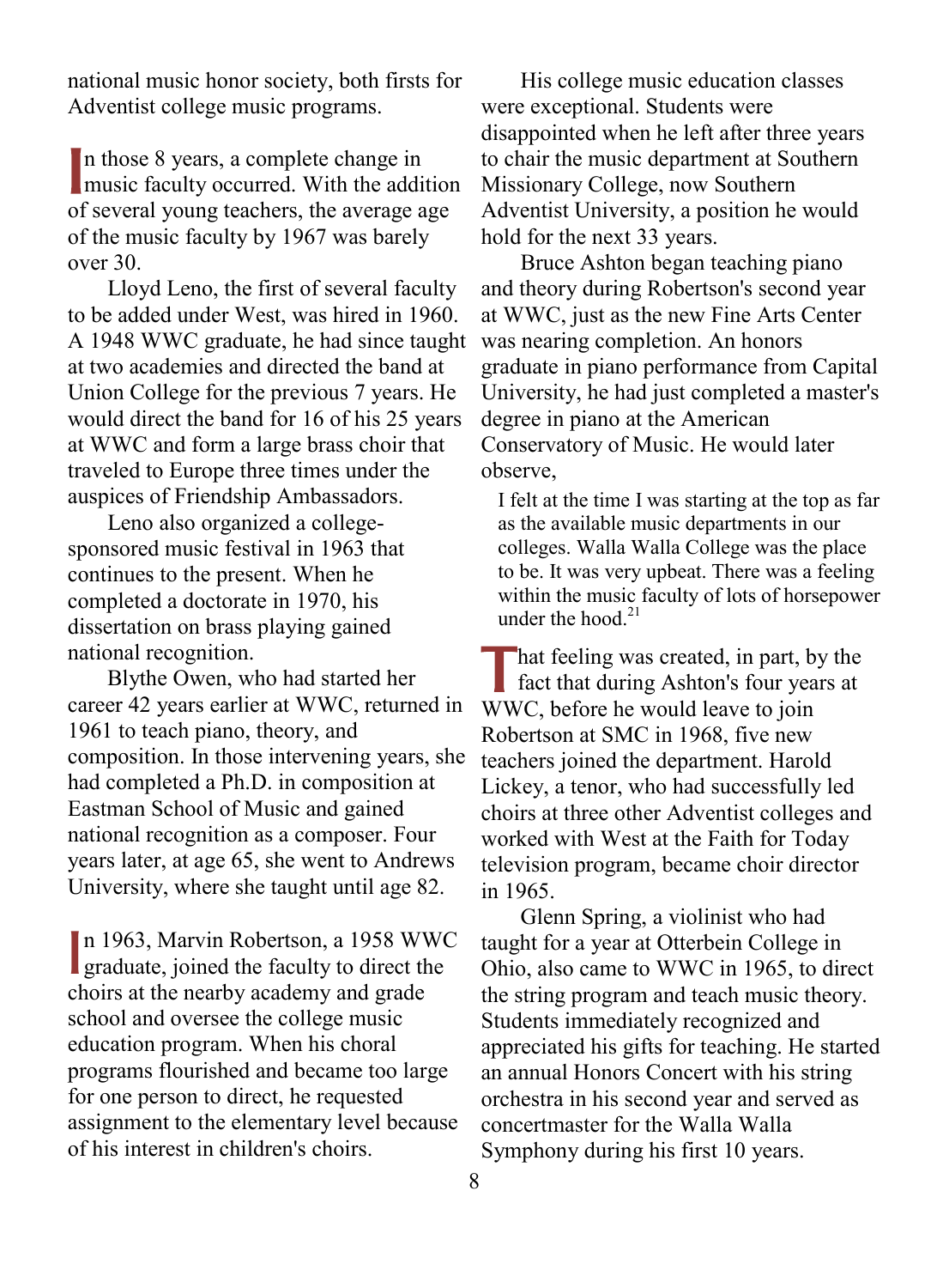national music honor society, both firsts for Adventist college music programs.

In those 8 years, a complete change in music faculty occurred. With the addition of several young teachers, the average age of the music faculty by 1967 was barely over 30.

Lloyd Leno, the first of several faculty to be added under West, was hired in 1960. A 1948 WWC graduate, he had since taught at two academies and directed the band at Union College for the previous 7 years. He would direct the band for 16 of his 25 years at WWC and form a large brass choir that traveled to Europe three times under the auspices of Friendship Ambassadors.

Leno also organized a college-sponsored music festival in 1963 that continues to the present. When he completed a doctorate in 1970, his dissertation on brass playing gained national recognition.

Blythe Owen, who had started her career 42 years earlier at WWC, returned in 1961 to teach piano, theory, and composition. In those intervening years, she had completed a Ph.D. in composition at Eastman School of Music and gained national recognition as a composer. Four years later, at age 65, she went to Andrews University, where she taught until age 82.

In 1963, Marvin Robertson, a 1958 WWC graduate, joined the faculty to direct the choirs at the nearby academy and grade school and oversee the college music education program. When his choral programs flourished and became too large for one person to direct, he requested assignment to the elementary level because of his interest in children's choirs.

His college music education classes were exceptional. Students were disappointed when he left after three years to chair the music department at Southern Missionary College, now Southern Adventist University, a position he would hold for the next 33 years.

Bruce Ashton began teaching piano and theory during Robertson's second year at WWC, just as the new Fine Arts Center was nearing completion. An honors graduate in piano performance from Capital University, he had just completed a master's degree in piano at the American Conservatory of Music. He would later observe,

> I felt at the time I was starting at the top as far as the available music departments in our colleges. Walla Walla College was the place to be. It was very upbeat. There was a feeling within the music faculty of lots of horsepower under the hood.[21]

That feeling was created, in part, by the fact that during Ashton's four years at WWC, before he would leave to join Robertson at SMC in 1968, five new teachers joined the department. Harold Lickey, a tenor, who had successfully led choirs at three other Adventist colleges and worked with West at the Faith for Today television program, became choir director in 1965.

Glenn Spring, a violinist who had taught for a year at Otterbein College in Ohio, also came to WWC in 1965, to direct the string program and teach music theory. Students immediately recognized and appreciated his gifts for teaching. He started an annual Honors Concert with his string orchestra in his second year and served as concertmaster for the Walla Walla Symphony during his first 10 years.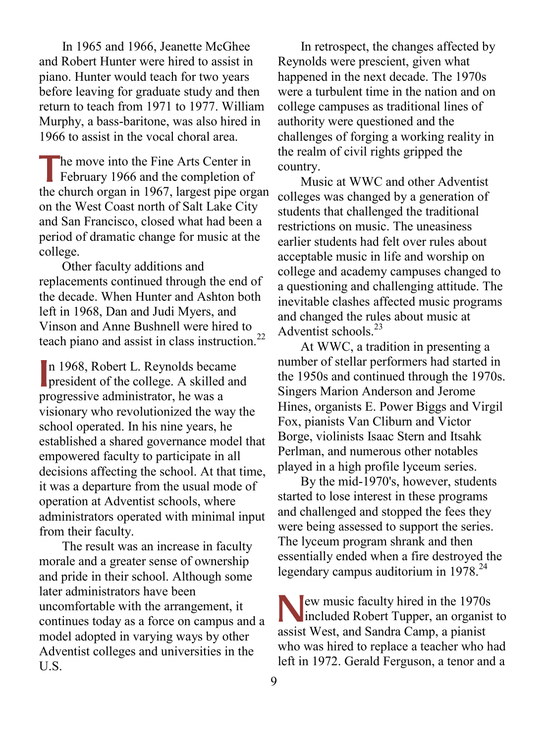In 1965 and 1966, Jeanette McGhee and Robert Hunter were hired to assist in piano. Hunter would teach for two years before leaving for graduate study and then return to teach from 1971 to 1977. William Murphy, a bass-baritone, was also hired in 1966 to assist in the vocal choral area.

The move into the Fine Arts Center in February 1966 and the completion of the church organ in 1967, largest pipe organ on the West Coast north of Salt Lake City and San Francisco, closed what had been a period of dramatic change for music at the college.

Other faculty additions and replacements continued through the end of the decade. When Hunter and Ashton both left in 1968, Dan and Judi Myers, and Vinson and Anne Bushnell were hired to teach piano and assist in class instruction.[22]

In 1968, Robert L. Reynolds became president of the college. A skilled and progressive administrator, he was a visionary who revolutionized the way the school operated. In his nine years, he established a shared governance model that empowered faculty to participate in all decisions affecting the school. At that time, it was a departure from the usual mode of operation at Adventist schools, where administrators operated with minimal input from their faculty.

The result was an increase in faculty morale and a greater sense of ownership and pride in their school. Although some later administrators have been uncomfortable with the arrangement, it continues today as a force on campus and a model adopted in varying ways by other Adventist colleges and universities in the U.S.

In retrospect, the changes affected by Reynolds were prescient, given what happened in the next decade. The 1970s were a turbulent time in the nation and on college campuses as traditional lines of authority were questioned and the challenges of forging a working reality in the realm of civil rights gripped the country.

Music at WWC and other Adventist colleges was changed by a generation of students that challenged the traditional restrictions on music. The uneasiness earlier students had felt over rules about acceptable music in life and worship on college and academy campuses changed to a questioning and challenging attitude. The inevitable clashes affected music programs and changed the rules about music at Adventist schools.[23]

At WWC, a tradition in presenting a number of stellar performers had started in the 1950s and continued through the 1970s. Singers Marion Anderson and Jerome Hines, organists E. Power Biggs and Virgil Fox, pianists Van Cliburn and Victor Borge, violinists Isaac Stern and Itsahk Perlman, and numerous other notables played in a high profile lyceum series.

By the mid-1970's, however, students started to lose interest in these programs and challenged and stopped the fees they were being assessed to support the series. The lyceum program shrank and then essentially ended when a fire destroyed the legendary campus auditorium in 1978.[24]

New music faculty hired in the 1970s included Robert Tupper, an organist to assist West, and Sandra Camp, a pianist who was hired to replace a teacher who had left in 1972. Gerald Ferguson, a tenor and a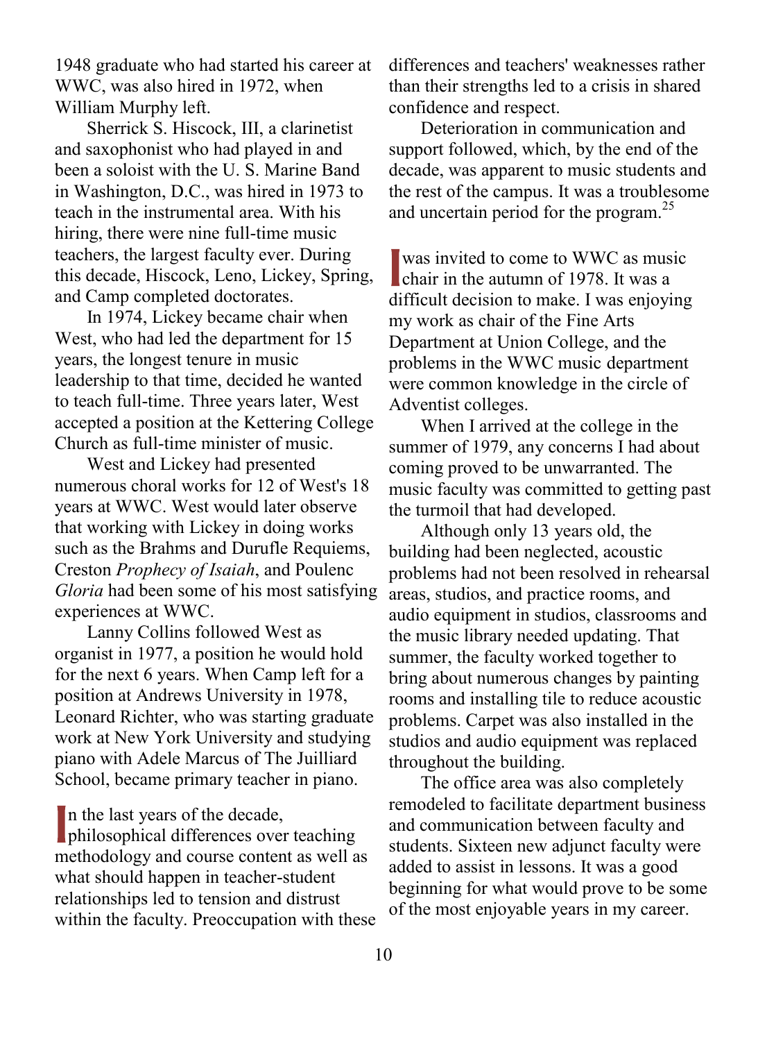1948 graduate who had started his career at WWC, was also hired in 1972, when William Murphy left.

Sherrick S. Hiscock, III, a clarinetist and saxophonist who had played in and been a soloist with the U. S. Marine Band in Washington, D.C., was hired in 1973 to teach in the instrumental area. With his hiring, there were nine full-time music teachers, the largest faculty ever. During this decade, Hiscock, Leno, Lickey, Spring, and Camp completed doctorates.

In 1974, Lickey became chair when West, who had led the department for 15 years, the longest tenure in music leadership to that time, decided he wanted to teach full-time. Three years later, West accepted a position at the Kettering College Church as full-time minister of music.

West and Lickey had presented numerous choral works for 12 of West's 18 years at WWC. West would later observe that working with Lickey in doing works such as the Brahms and Durufle Requiems, Creston *Prophecy of Isaiah*, and Poulenc *Gloria* had been some of his most satisfying experiences at WWC.

Lanny Collins followed West as organist in 1977, a position he would hold for the next 6 years. When Camp left for a position at Andrews University in 1978, Leonard Richter, who was starting graduate work at New York University and studying piano with Adele Marcus of The Juilliard School, became primary teacher in piano.

In the last years of the decade, philosophical differences over teaching methodology and course content as well as what should happen in teacher-student relationships led to tension and distrust within the faculty. Preoccupation with these differences and teachers' weaknesses rather than their strengths led to a crisis in shared confidence and respect.

Deterioration in communication and support followed, which, by the end of the decade, was apparent to music students and the rest of the campus. It was a troublesome and uncertain period for the program.[25]

I was invited to come to WWC as music chair in the autumn of 1978. It was a difficult decision to make. I was enjoying my work as chair of the Fine Arts Department at Union College, and the problems in the WWC music department were common knowledge in the circle of Adventist colleges.

When I arrived at the college in the summer of 1979, any concerns I had about coming proved to be unwarranted. The music faculty was committed to getting past the turmoil that had developed.

Although only 13 years old, the building had been neglected, acoustic problems had not been resolved in rehearsal areas, studios, and practice rooms, and audio equipment in studios, classrooms and the music library needed updating. That summer, the faculty worked together to bring about numerous changes by painting rooms and installing tile to reduce acoustic problems. Carpet was also installed in the studios and audio equipment was replaced throughout the building.

The office area was also completely remodeled to facilitate department business and communication between faculty and students. Sixteen new adjunct faculty were added to assist in lessons. It was a good beginning for what would prove to be some of the most enjoyable years in my career.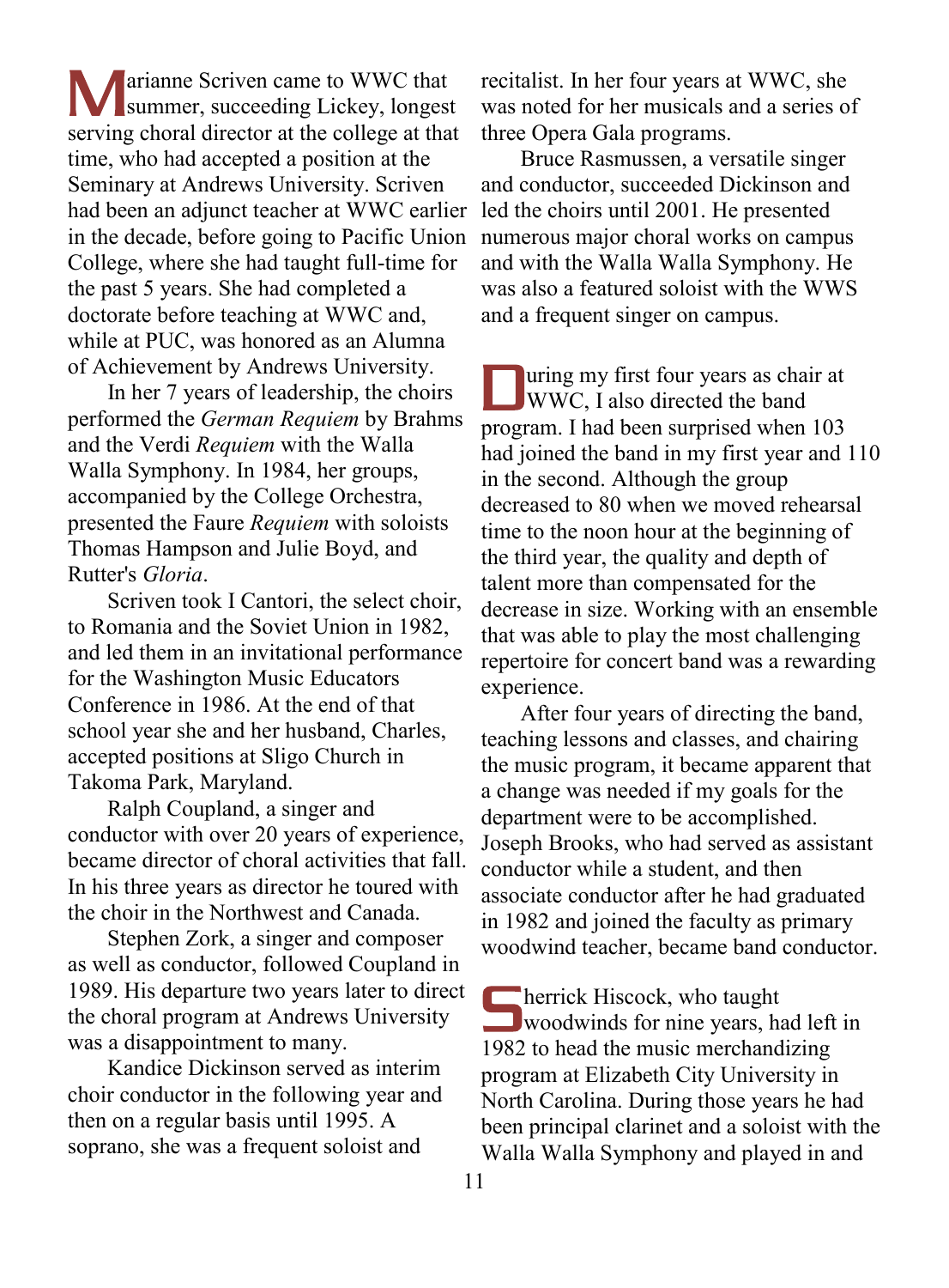Marianne Scriven came to WWC that summer, succeeding Lickey, longest serving choral director at the college at that time, who had accepted a position at the Seminary at Andrews University. Scriven had been an adjunct teacher at WWC earlier in the decade, before going to Pacific Union College, where she had taught full-time for the past 5 years. She had completed a doctorate before teaching at WWC and, while at PUC, was honored as an Alumna of Achievement by Andrews University.

In her 7 years of leadership, the choirs performed the *German Requiem* by Brahms and the Verdi *Requiem* with the Walla Walla Symphony. In 1984, her groups, accompanied by the College Orchestra, presented the Faure *Requiem* with soloists Thomas Hampson and Julie Boyd, and Rutter's *Gloria*.

Scriven took I Cantori, the select choir, to Romania and the Soviet Union in 1982, and led them in an invitational performance for the Washington Music Educators Conference in 1986. At the end of that school year she and her husband, Charles, accepted positions at Sligo Church in Takoma Park, Maryland.

Ralph Coupland, a singer and conductor with over 20 years of experience, became director of choral activities that fall. In his three years as director he toured with the choir in the Northwest and Canada.

Stephen Zork, a singer and composer as well as conductor, followed Coupland in 1989. His departure two years later to direct the choral program at Andrews University was a disappointment to many.

Kandice Dickinson served as interim choir conductor in the following year and then on a regular basis until 1995. A soprano, she was a frequent soloist and recitalist. In her four years at WWC, she was noted for her musicals and a series of three Opera Gala programs.

Bruce Rasmussen, a versatile singer and conductor, succeeded Dickinson and led the choirs until 2001. He presented numerous major choral works on campus and with the Walla Walla Symphony. He was also a featured soloist with the WWS and a frequent singer on campus.

During my first four years as chair at WWC, I also directed the band program. I had been surprised when 103 had joined the band in my first year and 110 in the second. Although the group decreased to 80 when we moved rehearsal time to the noon hour at the beginning of the third year, the quality and depth of talent more than compensated for the decrease in size. Working with an ensemble that was able to play the most challenging repertoire for concert band was a rewarding experience.

After four years of directing the band, teaching lessons and classes, and chairing the music program, it became apparent that a change was needed if my goals for the department were to be accomplished. Joseph Brooks, who had served as assistant conductor while a student, and then associate conductor after he had graduated in 1982 and joined the faculty as primary woodwind teacher, became band conductor.

Sherrick Hiscock, who taught woodwinds for nine years, had left in 1982 to head the music merchandizing program at Elizabeth City University in North Carolina. During those years he had been principal clarinet and a soloist with the Walla Walla Symphony and played in and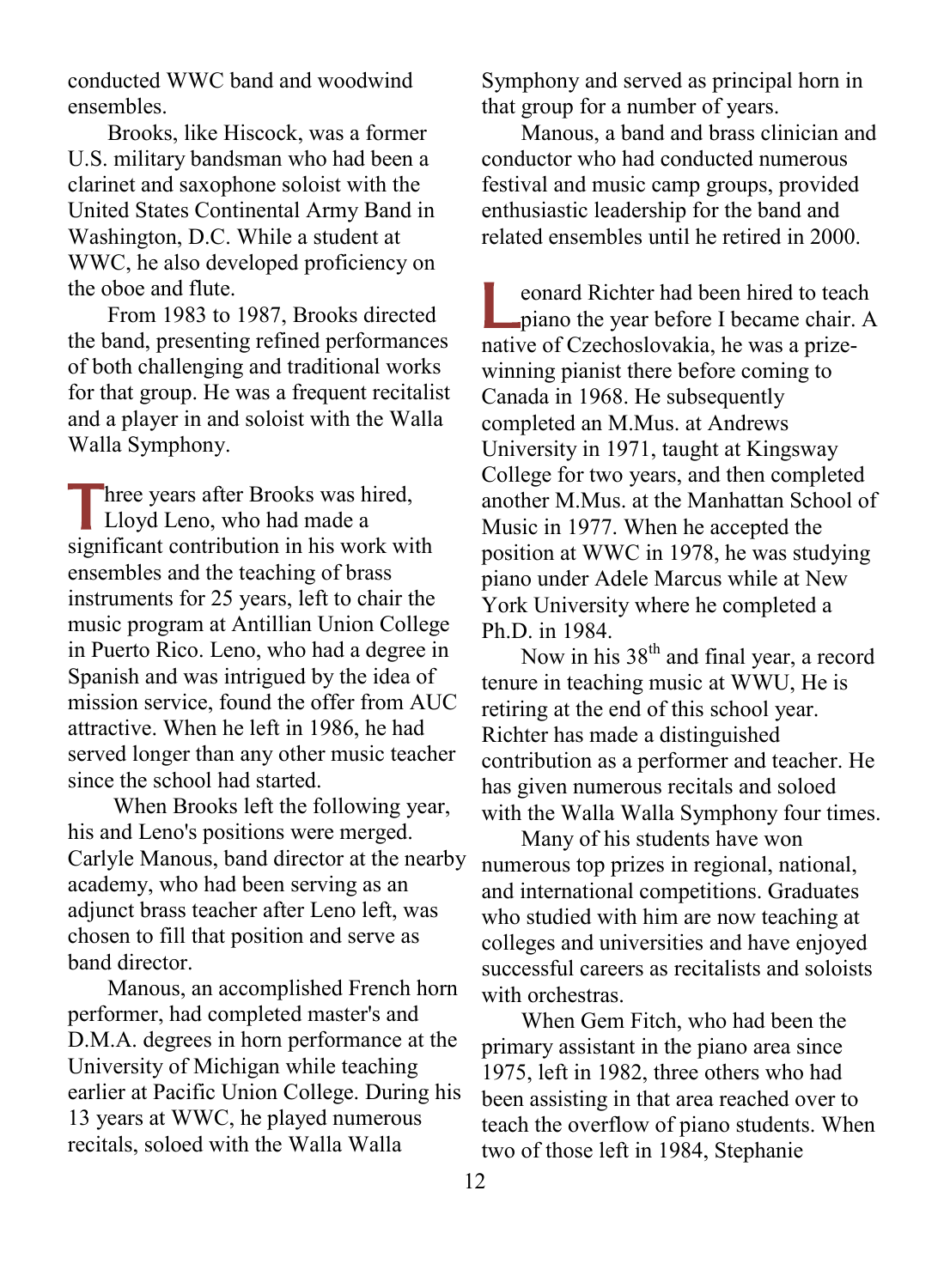conducted WWC band and woodwind ensembles.

Brooks, like Hiscock, was a former U.S. military bandsman who had been a clarinet and saxophone soloist with the United States Continental Army Band in Washington, D.C. While a student at WWC, he also developed proficiency on the oboe and flute.

From 1983 to 1987, Brooks directed the band, presenting refined performances of both challenging and traditional works for that group. He was a frequent recitalist and a player in and soloist with the Walla Walla Symphony.

Three years after Brooks was hired, Lloyd Leno, who had made a significant contribution in his work with ensembles and the teaching of brass instruments for 25 years, left to chair the music program at Antillian Union College in Puerto Rico. Leno, who had a degree in Spanish and was intrigued by the idea of mission service, found the offer from AUC attractive. When he left in 1986, he had served longer than any other music teacher since the school had started.

When Brooks left the following year, his and Leno's positions were merged. Carlyle Manous, band director at the nearby academy, who had been serving as an adjunct brass teacher after Leno left, was chosen to fill that position and serve as band director.

Manous, an accomplished French horn performer, had completed master's and D.M.A. degrees in horn performance at the University of Michigan while teaching earlier at Pacific Union College. During his 13 years at WWC, he played numerous recitals, soloed with the Walla Walla Symphony and served as principal horn in that group for a number of years.

Manous, a band and brass clinician and conductor who had conducted numerous festival and music camp groups, provided enthusiastic leadership for the band and related ensembles until he retired in 2000.

Leonard Richter had been hired to teach piano the year before I became chair. A native of Czechoslovakia, he was a prize-winning pianist there before coming to Canada in 1968. He subsequently completed an M.Mus. at Andrews University in 1971, taught at Kingsway College for two years, and then completed another M.Mus. at the Manhattan School of Music in 1977. When he accepted the position at WWC in 1978, he was studying piano under Adele Marcus while at New York University where he completed a Ph.D. in 1984.

Now in his 38th and final year, a record tenure in teaching music at WWU, He is retiring at the end of this school year. Richter has made a distinguished contribution as a performer and teacher. He has given numerous recitals and soloed with the Walla Walla Symphony four times.

Many of his students have won numerous top prizes in regional, national, and international competitions. Graduates who studied with him are now teaching at colleges and universities and have enjoyed successful careers as recitalists and soloists with orchestras.

When Gem Fitch, who had been the primary assistant in the piano area since 1975, left in 1982, three others who had been assisting in that area reached over to teach the overflow of piano students. When two of those left in 1984, Stephanie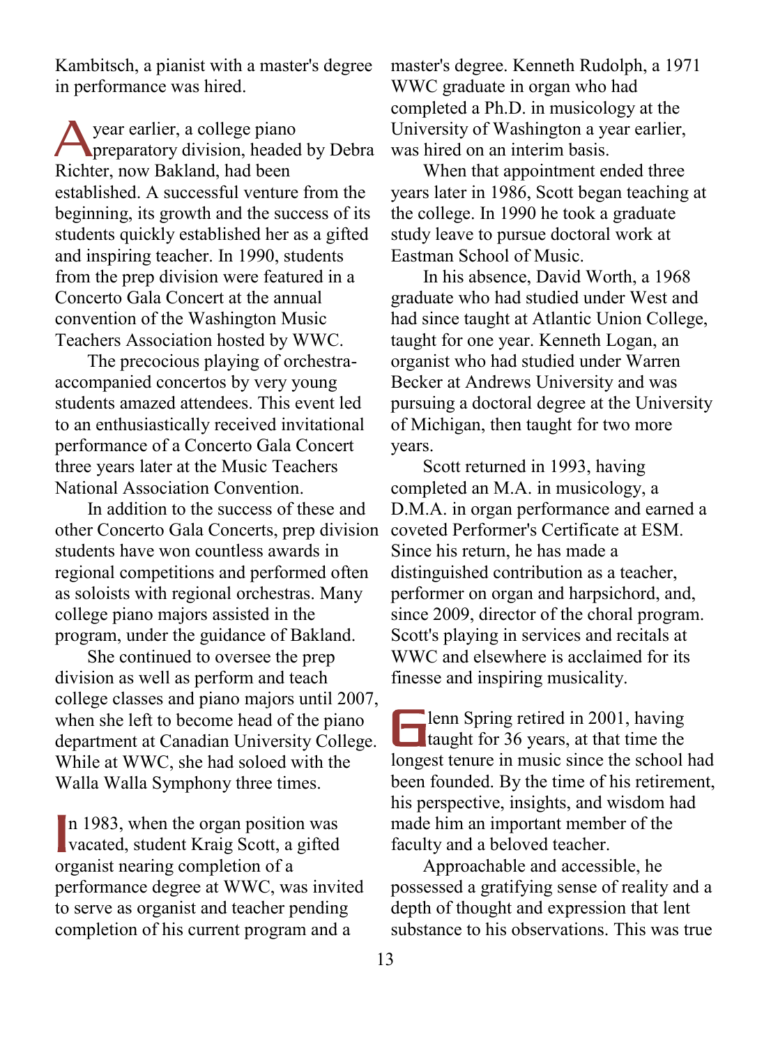Kambitsch, a pianist with a master's degree in performance was hired.

A year earlier, a college piano preparatory division, headed by Debra Richter, now Bakland, had been established. A successful venture from the beginning, its growth and the success of its students quickly established her as a gifted and inspiring teacher. In 1990, students from the prep division were featured in a Concerto Gala Concert at the annual convention of the Washington Music Teachers Association hosted by WWC.

The precocious playing of orchestra-accompanied concertos by very young students amazed attendees. This event led to an enthusiastically received invitational performance of a Concerto Gala Concert three years later at the Music Teachers National Association Convention.

In addition to the success of these and other Concerto Gala Concerts, prep division students have won countless awards in regional competitions and performed often as soloists with regional orchestras. Many college piano majors assisted in the program, under the guidance of Bakland.

She continued to oversee the prep division as well as perform and teach college classes and piano majors until 2007, when she left to become head of the piano department at Canadian University College. While at WWC, she had soloed with the Walla Walla Symphony three times.

In 1983, when the organ position was vacated, student Kraig Scott, a gifted organist nearing completion of a performance degree at WWC, was invited to serve as organist and teacher pending completion of his current program and a master's degree. Kenneth Rudolph, a 1971 WWC graduate in organ who had completed a Ph.D. in musicology at the University of Washington a year earlier, was hired on an interim basis.

When that appointment ended three years later in 1986, Scott began teaching at the college. In 1990 he took a graduate study leave to pursue doctoral work at Eastman School of Music.

In his absence, David Worth, a 1968 graduate who had studied under West and had since taught at Atlantic Union College, taught for one year. Kenneth Logan, an organist who had studied under Warren Becker at Andrews University and was pursuing a doctoral degree at the University of Michigan, then taught for two more years.

Scott returned in 1993, having completed an M.A. in musicology, a D.M.A. in organ performance and earned a coveted Performer's Certificate at ESM. Since his return, he has made a distinguished contribution as a teacher, performer on organ and harpsichord, and, since 2009, director of the choral program. Scott's playing in services and recitals at WWC and elsewhere is acclaimed for its finesse and inspiring musicality.

Glenn Spring retired in 2001, having taught for 36 years, at that time the longest tenure in music since the school had been founded. By the time of his retirement, his perspective, insights, and wisdom had made him an important member of the faculty and a beloved teacher.

Approachable and accessible, he possessed a gratifying sense of reality and a depth of thought and expression that lent substance to his observations. This was true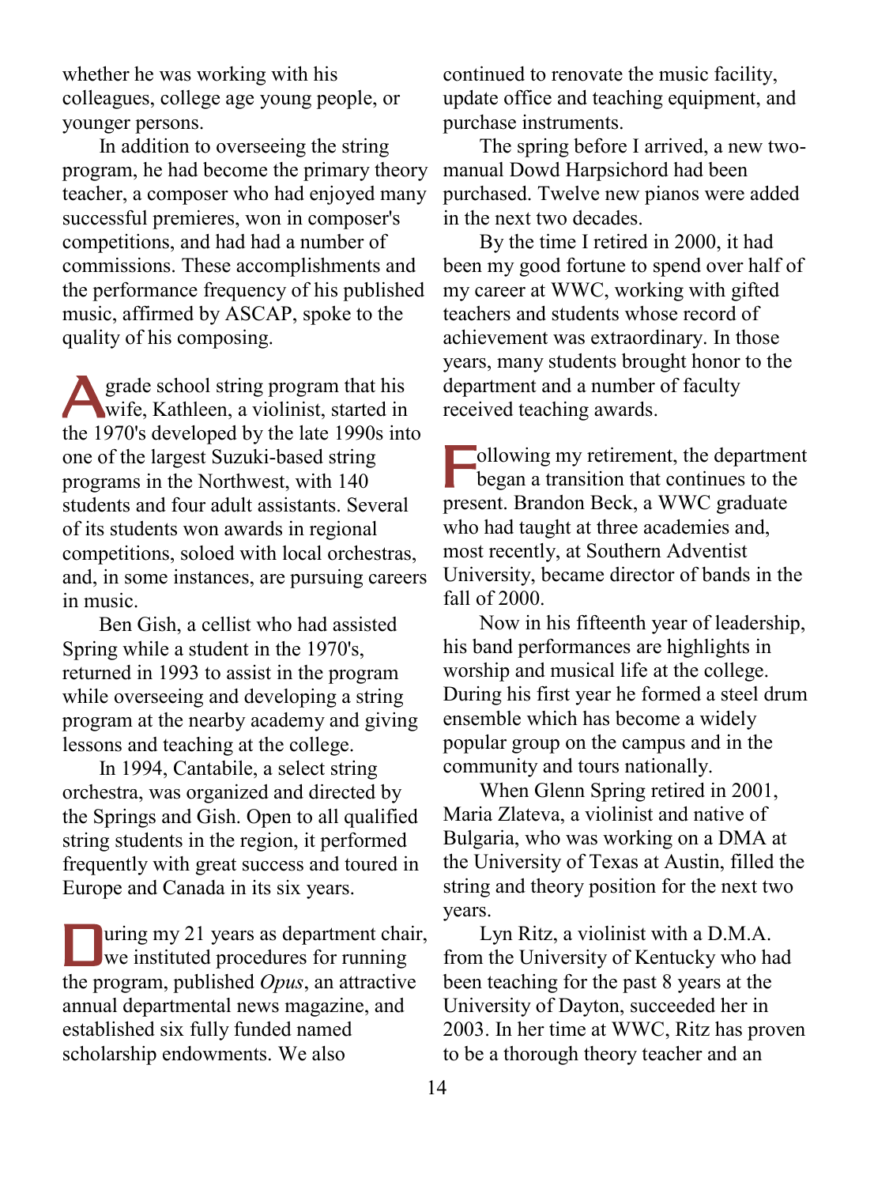whether he was working with his colleagues, college age young people, or younger persons.

In addition to overseeing the string program, he had become the primary theory teacher, a composer who had enjoyed many successful premieres, won in composer's competitions, and had had a number of commissions. These accomplishments and the performance frequency of his published music, affirmed by ASCAP, spoke to the quality of his composing.

A grade school string program that his wife, Kathleen, a violinist, started in the 1970's developed by the late 1990s into one of the largest Suzuki-based string programs in the Northwest, with 140 students and four adult assistants. Several of its students won awards in regional competitions, soloed with local orchestras, and, in some instances, are pursuing careers in music.

Ben Gish, a cellist who had assisted Spring while a student in the 1970's, returned in 1993 to assist in the program while overseeing and developing a string program at the nearby academy and giving lessons and teaching at the college.

In 1994, Cantabile, a select string orchestra, was organized and directed by the Springs and Gish. Open to all qualified string students in the region, it performed frequently with great success and toured in Europe and Canada in its six years.

During my 21 years as department chair, we instituted procedures for running the program, published *Opus*, an attractive annual departmental news magazine, and established six fully funded named scholarship endowments. We also continued to renovate the music facility, update office and teaching equipment, and purchase instruments.

The spring before I arrived, a new two-manual Dowd Harpsichord had been purchased. Twelve new pianos were added in the next two decades.

By the time I retired in 2000, it had been my good fortune to spend over half of my career at WWC, working with gifted teachers and students whose record of achievement was extraordinary. In those years, many students brought honor to the department and a number of faculty received teaching awards.

Following my retirement, the department began a transition that continues to the present. Brandon Beck, a WWC graduate who had taught at three academies and, most recently, at Southern Adventist University, became director of bands in the fall of 2000.

Now in his fifteenth year of leadership, his band performances are highlights in worship and musical life at the college. During his first year he formed a steel drum ensemble which has become a widely popular group on the campus and in the community and tours nationally.

When Glenn Spring retired in 2001, Maria Zlateva, a violinist and native of Bulgaria, who was working on a DMA at the University of Texas at Austin, filled the string and theory position for the next two years.

Lyn Ritz, a violinist with a D.M.A. from the University of Kentucky who had been teaching for the past 8 years at the University of Dayton, succeeded her in 2003. In her time at WWC, Ritz has proven to be a thorough theory teacher and an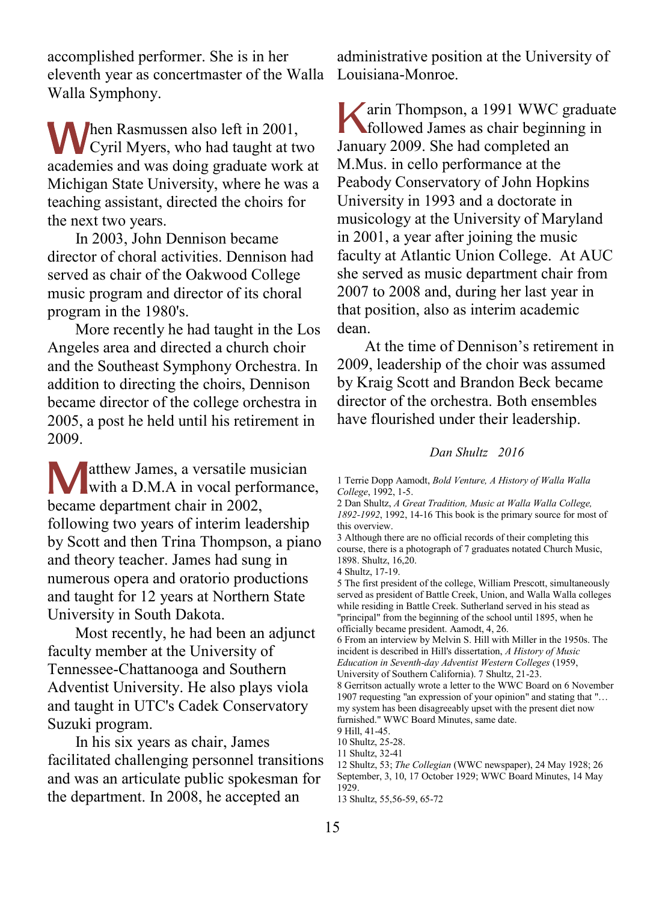accomplished performer. She is in her eleventh year as concertmaster of the Walla Walla Symphony.

When Rasmussen also left in 2001, Cyril Myers, who had taught at two academies and was doing graduate work at Michigan State University, where he was a teaching assistant, directed the choirs for the next two years.

In 2003, John Dennison became director of choral activities. Dennison had served as chair of the Oakwood College music program and director of its choral program in the 1980's.

More recently he had taught in the Los Angeles area and directed a church choir and the Southeast Symphony Orchestra. In addition to directing the choirs, Dennison became director of the college orchestra in 2005, a post he held until his retirement in 2009.

Matthew James, a versatile musician with a D.M.A in vocal performance, became department chair in 2002, following two years of interim leadership by Scott and then Trina Thompson, a piano and theory teacher. James had sung in numerous opera and oratorio productions and taught for 12 years at Northern State University in South Dakota.

Most recently, he had been an adjunct faculty member at the University of Tennessee-Chattanooga and Southern Adventist University. He also plays viola and taught in UTC's Cadek Conservatory Suzuki program.

In his six years as chair, James facilitated challenging personnel transitions and was an articulate public spokesman for the department. In 2008, he accepted an administrative position at the University of Louisiana-Monroe.

Karin Thompson, a 1991 WWC graduate followed James as chair beginning in January 2009. She had completed an M.Mus. in cello performance at the Peabody Conservatory of John Hopkins University in 1993 and a doctorate in musicology at the University of Maryland in 2001, a year after joining the music faculty at Atlantic Union College. At AUC she served as music department chair from 2007 to 2008 and, during her last year in that position, also as interim academic dean.

At the time of Dennison's retirement in 2009, leadership of the choir was assumed by Kraig Scott and Brandon Beck became director of the orchestra. Both ensembles have flourished under their leadership.

*Dan Shultz 2016*

1 Terrie Dopp Aamodt, *Bold Venture, A History of Walla Walla College*, 1992, 1-5.

2 Dan Shultz, *A Great Tradition, Music at Walla Walla College, 1892-1992*, 1992, 14-16 This book is the primary source for most of this overview.

3 Although there are no official records of their completing this course, there is a photograph of 7 graduates notated Church Music, 1898. Shultz, 16,20.

4 Shultz, 17-19.

5 The first president of the college, William Prescott, simultaneously served as president of Battle Creek, Union, and Walla Walla colleges while residing in Battle Creek. Sutherland served in his stead as "principal" from the beginning of the school until 1895, when he officially became president. Aamodt, 4, 26.

6 From an interview by Melvin S. Hill with Miller in the 1950s. The incident is described in Hill's dissertation, *A History of Music Education in Seventh-day Adventist Western Colleges* (1959, University of Southern California). 7 Shultz, 21-23.

8 Gerritson actually wrote a letter to the WWC Board on 6 November 1907 requesting "an expression of your opinion" and stating that "… my system has been disagreeably upset with the present diet now furnished." WWC Board Minutes, same date.

9 Hill, 41-45.

10 Shultz, 25-28.

11 Shultz, 32-41

12 Shultz, 53; *The Collegian* (WWC newspaper), 24 May 1928; 26 September, 3, 10, 17 October 1929; WWC Board Minutes, 14 May 1929.

13 Shultz, 55,56-59, 65-72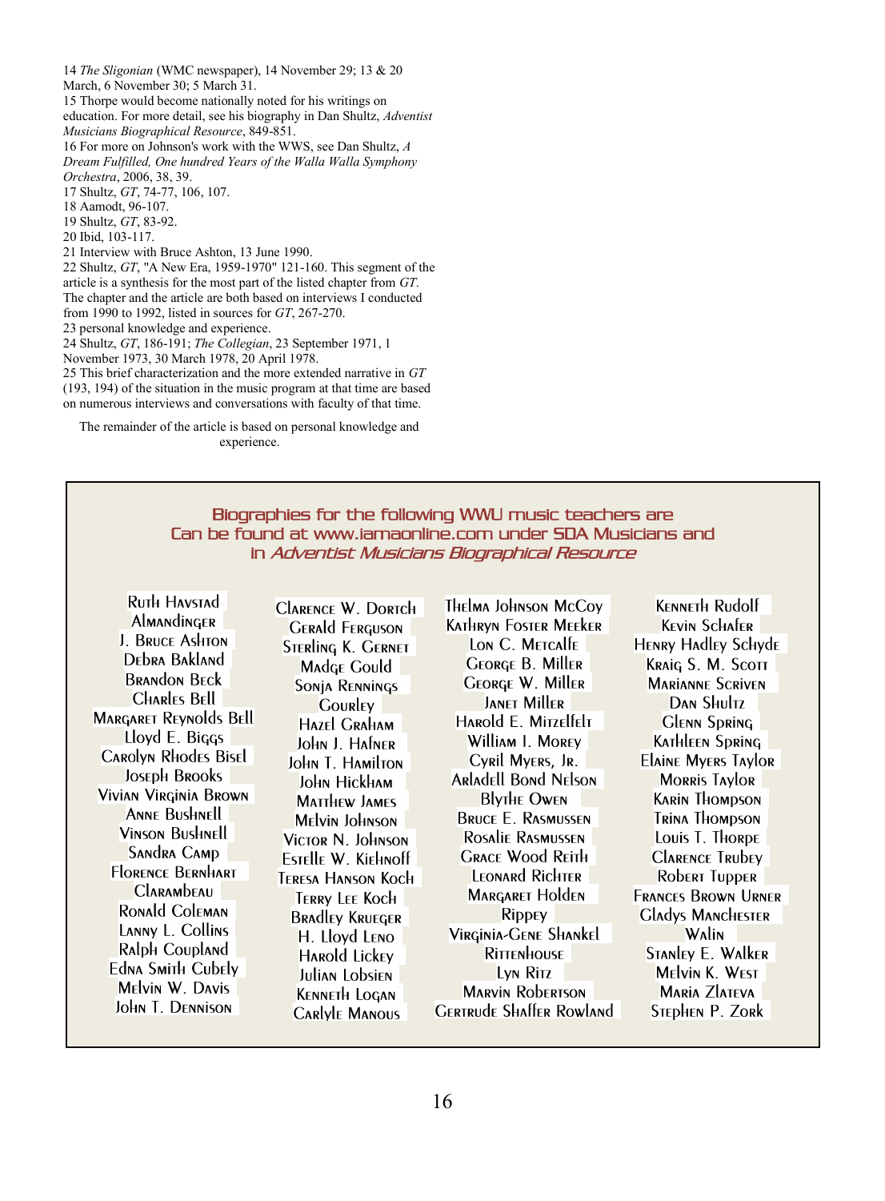14 *The Sligonian* (WMC newspaper), 14 November 29; 13 & 20 March, 6 November 30; 5 March 31.
15 Thorpe would become nationally noted for his writings on education. For more detail, see his biography in Dan Shultz, *Adventist Musicians Biographical Resource*, 849-851.
16 For more on Johnson's work with the WWS, see Dan Shultz, *A Dream Fulfilled, One hundred Years of the Walla Walla Symphony Orchestra*, 2006, 38, 39.
17 Shultz, *GT*, 74-77, 106, 107.
18 Aamodt, 96-107.
19 Shultz, *GT*, 83-92.
20 Ibid, 103-117.
21 Interview with Bruce Ashton, 13 June 1990.
22 Shultz, *GT*, "A New Era, 1959-1970" 121-160. This segment of the article is a synthesis for the most part of the listed chapter from *GT*. The chapter and the article are both based on interviews I conducted from 1990 to 1992, listed in sources for *GT*, 267-270.
23 personal knowledge and experience.
24 Shultz, *GT*, 186-191; *The Collegian*, 23 September 1971, 1 November 1973, 30 March 1978, 20 April 1978.
25 This brief characterization and the more extended narrative in *GT* (193, 194) of the situation in the music program at that time are based on numerous interviews and conversations with faculty of that time.

The remainder of the article is based on personal knowledge and experience.

Biographies for the following WWU music teachers are Can be found at www.iamaonline.com under SDA Musicians and in *Adventist Musicians Biographical Resource*

Ruth Havstad Almandinger
J. Bruce Ashton
Debra Bakland
Brandon Beck
Charles Bell
Margaret Reynolds Bell
Lloyd E. Biggs
Carolyn Rhodes Bisel
Joseph Brooks
Vivian Virginia Brown
Anne Bushnell
Vinson Bushnell
Sandra Camp
Florence Bernhart Clarambeau
Ronald Coleman
Lanny L. Collins
Ralph Coupland
Edna Smith Cubely
Melvin W. Davis
John T. Dennison
Clarence W. Dortch
Gerald Ferguson
Sterling K. Gernet
Madge Gould
Sonja Rennings Gourley
Hazel Graham
John J. Hafner
John T. Hamilton
John Hickham
Matthew James
Melvin Johnson
Victor N. Johnson
Estelle W. Kiehnoff
Teresa Hanson Koch
Terry Lee Koch
Bradley Krueger
H. Lloyd Leno
Harold Lickey
Julian Lobsien
Kenneth Logan
Carlyle Manous
Thelma Johnson McCoy
Kathryn Foster Meeker
Lon C. Metcalfe
George B. Miller
George W. Miller
Janet Miller
Harold E. Mitzelfelt
William I. Morey
Cyril Myers, Jr.
Arladell Bond Nelson
Blythe Owen
Bruce E. Rasmussen
Rosalie Rasmussen
Grace Wood Reith
Leonard Richter
Margaret Holden Rippey
Virginia-Gene Shankel Rittenhouse
Lyn Ritz
Marvin Robertson
Gertrude Shaffer Rowland
Kenneth Rudolf
Kevin Schafer
Henry Hadley Schyde
Kraig S. M. Scott
Marianne Scriven
Dan Shultz
Glenn Spring
Kathleen Spring
Elaine Myers Taylor
Morris Taylor
Karin Thompson
Trina Thompson
Louis T. Thorpe
Clarence Trubey
Robert Tupper
Frances Brown Urner
Gladys Manchester Walin
Stanley E. Walker
Melvin K. West
Maria Zlateva
Stephen P. Zork